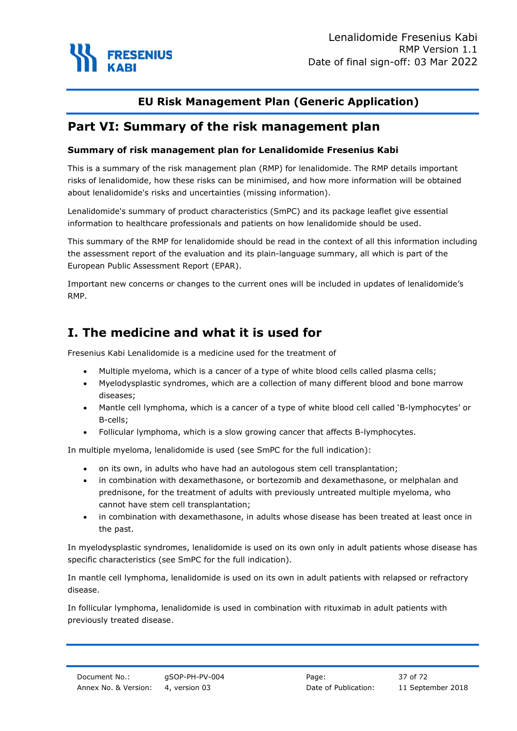## EU Risk Management Plan (Generic Application)

# Part VI: Summary of the risk management plan

### Summary of risk management plan for Lenalidomide Fresenius Kabi

This is a summary of the risk management plan (RMP) for lenalidomide. The RMP details important risks of lenalidomide, how these risks can be minimised, and how more information will be obtained about lenalidomide's risks and uncertainties (missing information).

Lenalidomide's summary of product characteristics (SmPC) and its package leaflet give essential information to healthcare professionals and patients on how lenalidomide should be used.

This summary of the RMP for lenalidomide should be read in the context of all this information including the assessment report of the evaluation and its plain-language summary, all which is part of the European Public Assessment Report (EPAR).

Important new concerns or changes to the current ones will be included in updates of lenalidomide's RMP.

# I. The medicine and what it is used for

Fresenius Kabi Lenalidomide is a medicine used for the treatment of

- Multiple myeloma, which is a cancer of a type of white blood cells called plasma cells;
- Myelodysplastic syndromes, which are a collection of many different blood and bone marrow diseases;
- Mantle cell lymphoma, which is a cancer of a type of white blood cell called 'B-lymphocytes' or B-cells;
- Follicular lymphoma, which is a slow growing cancer that affects B-lymphocytes.

In multiple myeloma, lenalidomide is used (see SmPC for the full indication):

- on its own, in adults who have had an autologous stem cell transplantation;
- in combination with dexamethasone, or bortezomib and dexamethasone, or melphalan and prednisone, for the treatment of adults with previously untreated multiple myeloma, who cannot have stem cell transplantation;
- in combination with dexamethasone, in adults whose disease has been treated at least once in the past.

In myelodysplastic syndromes, lenalidomide is used on its own only in adult patients whose disease has specific characteristics (see SmPC for the full indication).

In mantle cell lymphoma, lenalidomide is used on its own in adult patients with relapsed or refractory disease.

In follicular lymphoma, lenalidomide is used in combination with rituximab in adult patients with previously treated disease.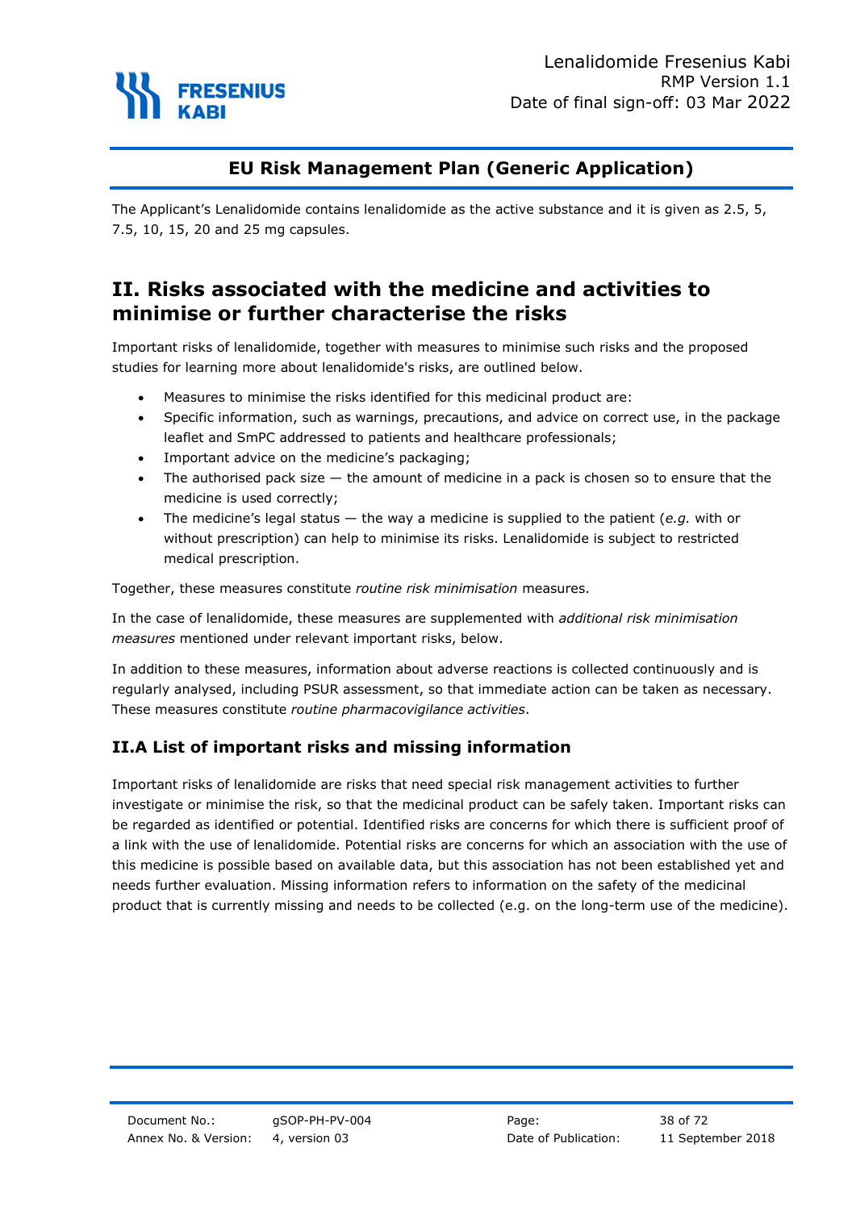## EU Risk Management Plan (Generic Application)

The Applicant's Lenalidomide contains lenalidomide as the active substance and it is given as 2.5, 5, 7.5, 10, 15, 20 and 25 mg capsules.

# II. Risks associated with the medicine and activities to minimise or further characterise the risks

Important risks of lenalidomide, together with measures to minimise such risks and the proposed studies for learning more about lenalidomide's risks, are outlined below.

- Measures to minimise the risks identified for this medicinal product are:
- Specific information, such as warnings, precautions, and advice on correct use, in the package leaflet and SmPC addressed to patients and healthcare professionals;
- Important advice on the medicine's packaging;
- The authorised pack size — the amount of medicine in a pack is chosen so to ensure that the medicine is used correctly;
- The medicine's legal status — the way a medicine is supplied to the patient (*e.g.* with or without prescription) can help to minimise its risks. Lenalidomide is subject to restricted medical prescription.

Together, these measures constitute *routine risk minimisation* measures.

In the case of lenalidomide, these measures are supplemented with *additional risk minimisation measures* mentioned under relevant important risks, below.

In addition to these measures, information about adverse reactions is collected continuously and is regularly analysed, including PSUR assessment, so that immediate action can be taken as necessary. These measures constitute *routine pharmacovigilance activities*.

## II.A List of important risks and missing information

Important risks of lenalidomide are risks that need special risk management activities to further investigate or minimise the risk, so that the medicinal product can be safely taken. Important risks can be regarded as identified or potential. Identified risks are concerns for which there is sufficient proof of a link with the use of lenalidomide. Potential risks are concerns for which an association with the use of this medicine is possible based on available data, but this association has not been established yet and needs further evaluation. Missing information refers to information on the safety of the medicinal product that is currently missing and needs to be collected (e.g. on the long-term use of the medicine).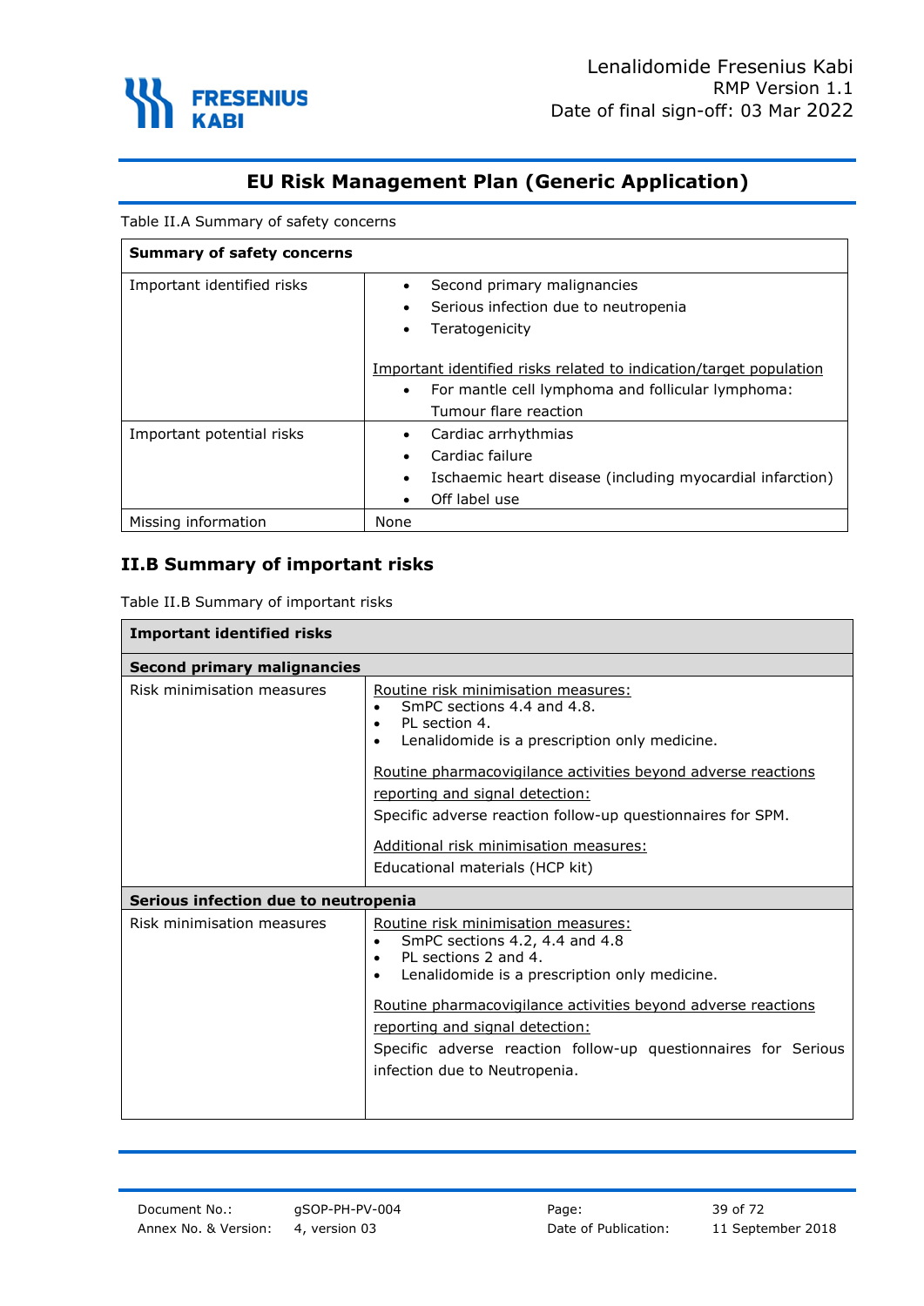Table II.A Summary of safety concerns

| Summary of safety concerns | |
|---|---|
| Important identified risks | • Second primary malignancies<br>• Serious infection due to neutropenia<br>• Teratogenicity<br><br>Important identified risks related to indication/target population<br>• For mantle cell lymphoma and follicular lymphoma: Tumour flare reaction |
| Important potential risks | • Cardiac arrhythmias<br>• Cardiac failure<br>• Ischaemic heart disease (including myocardial infarction)<br>• Off label use |
| Missing information | None |

## II.B Summary of important risks

Table II.B Summary of important risks

| Important identified risks | |
|---|---|
| **Second primary malignancies** | |
| Risk minimisation measures | Routine risk minimisation measures:<br>• SmPC sections 4.4 and 4.8.<br>• PL section 4.<br>• Lenalidomide is a prescription only medicine.<br><br>Routine pharmacovigilance activities beyond adverse reactions reporting and signal detection:<br>Specific adverse reaction follow-up questionnaires for SPM.<br><br>Additional risk minimisation measures:<br>Educational materials (HCP kit) |
| **Serious infection due to neutropenia** | |
| Risk minimisation measures | Routine risk minimisation measures:<br>• SmPC sections 4.2, 4.4 and 4.8<br>• PL sections 2 and 4.<br>• Lenalidomide is a prescription only medicine.<br><br>Routine pharmacovigilance activities beyond adverse reactions reporting and signal detection:<br>Specific adverse reaction follow-up questionnaires for Serious infection due to Neutropenia. |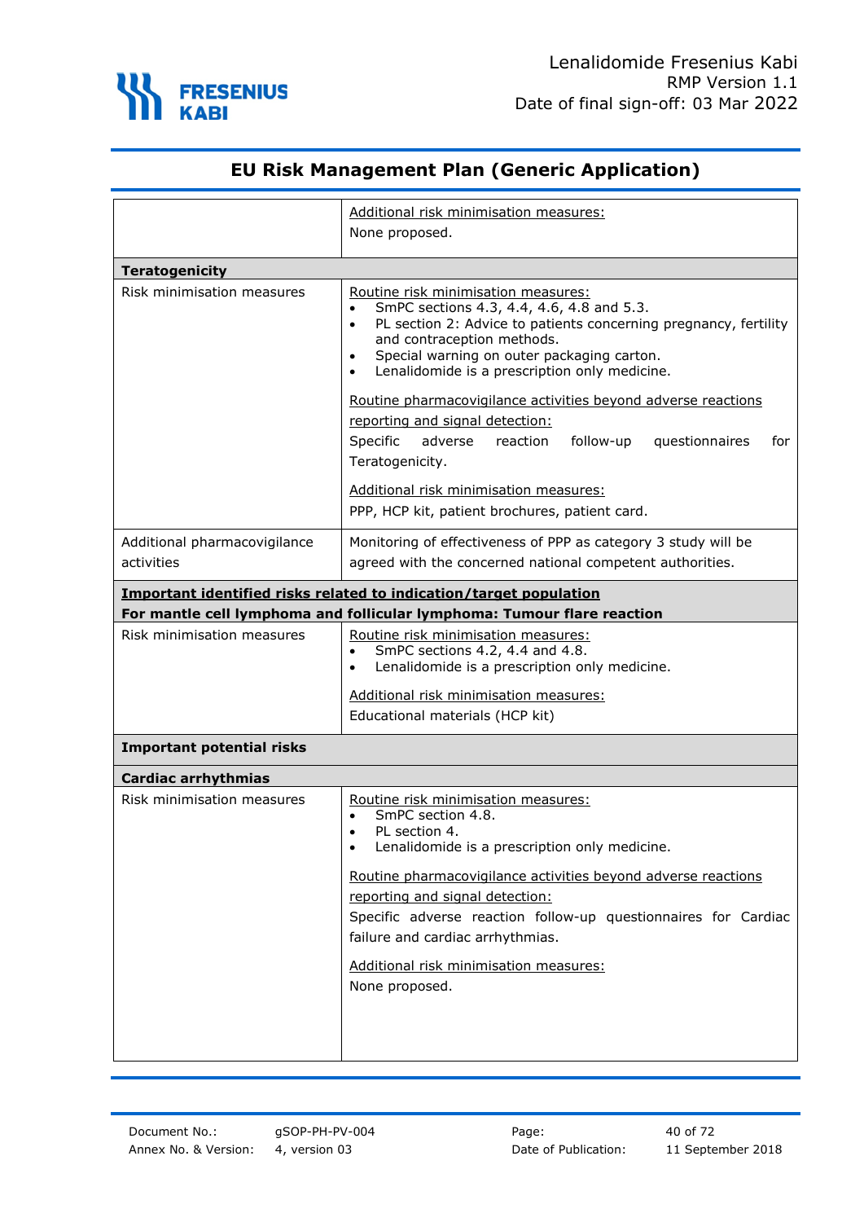# EU Risk Management Plan (Generic Application)

| | |
|---|---|
| | Additional risk minimisation measures:<br>None proposed. |
| **Teratogenicity** | |
| Risk minimisation measures | Routine risk minimisation measures:<br>• SmPC sections 4.3, 4.4, 4.6, 4.8 and 5.3.<br>• PL section 2: Advice to patients concerning pregnancy, fertility and contraception methods.<br>• Special warning on outer packaging carton.<br>• Lenalidomide is a prescription only medicine.<br><br>Routine pharmacovigilance activities beyond adverse reactions reporting and signal detection:<br>Specific adverse reaction follow-up questionnaires for Teratogenicity.<br><br>Additional risk minimisation measures:<br>PPP, HCP kit, patient brochures, patient card. |
| Additional pharmacovigilance activities | Monitoring of effectiveness of PPP as category 3 study will be agreed with the concerned national competent authorities. |
| **Important identified risks related to indication/target population**<br>**For mantle cell lymphoma and follicular lymphoma: Tumour flare reaction** | |
| Risk minimisation measures | Routine risk minimisation measures:<br>• SmPC sections 4.2, 4.4 and 4.8.<br>• Lenalidomide is a prescription only medicine.<br><br>Additional risk minimisation measures:<br>Educational materials (HCP kit) |
| **Important potential risks** | |
| **Cardiac arrhythmias** | |
| Risk minimisation measures | Routine risk minimisation measures:<br>• SmPC section 4.8.<br>• PL section 4.<br>• Lenalidomide is a prescription only medicine.<br><br>Routine pharmacovigilance activities beyond adverse reactions reporting and signal detection:<br>Specific adverse reaction follow-up questionnaires for Cardiac failure and cardiac arrhythmias.<br><br>Additional risk minimisation measures:<br>None proposed. |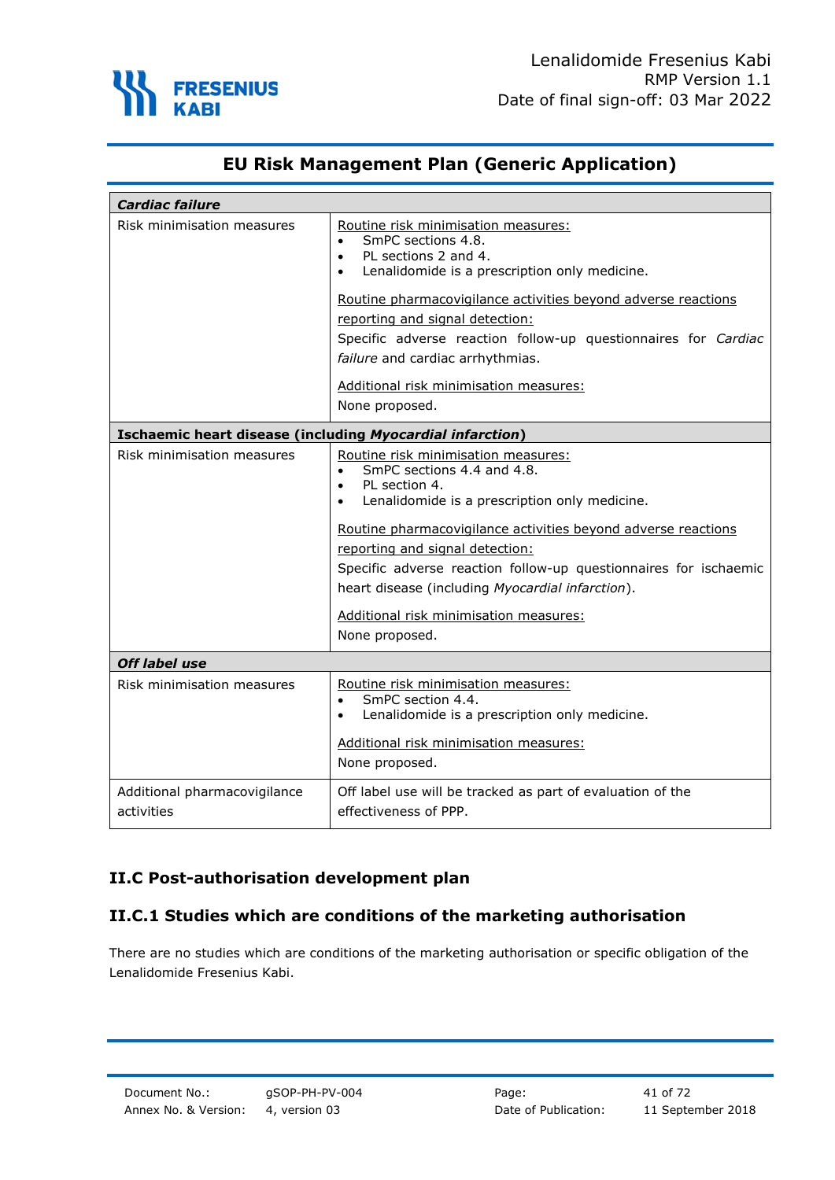| *Cardiac failure* | |
|---|---|
| Risk minimisation measures | Routine risk minimisation measures:<br>• SmPC sections 4.8.<br>• PL sections 2 and 4.<br>• Lenalidomide is a prescription only medicine.<br><br>Routine pharmacovigilance activities beyond adverse reactions reporting and signal detection:<br>Specific adverse reaction follow-up questionnaires for *Cardiac failure* and cardiac arrhythmias.<br><br>Additional risk minimisation measures:<br>None proposed. |
| **Ischaemic heart disease (including *Myocardial infarction*)** | |
| Risk minimisation measures | Routine risk minimisation measures:<br>• SmPC sections 4.4 and 4.8.<br>• PL section 4.<br>• Lenalidomide is a prescription only medicine.<br><br>Routine pharmacovigilance activities beyond adverse reactions reporting and signal detection:<br>Specific adverse reaction follow-up questionnaires for ischaemic heart disease (including *Myocardial infarction*).<br><br>Additional risk minimisation measures:<br>None proposed. |
| ***Off label use*** | |
| Risk minimisation measures | Routine risk minimisation measures:<br>• SmPC section 4.4.<br>• Lenalidomide is a prescription only medicine.<br><br>Additional risk minimisation measures:<br>None proposed. |
| Additional pharmacovigilance activities | Off label use will be tracked as part of evaluation of the effectiveness of PPP. |

## II.C Post-authorisation development plan

### II.C.1 Studies which are conditions of the marketing authorisation

There are no studies which are conditions of the marketing authorisation or specific obligation of the Lenalidomide Fresenius Kabi.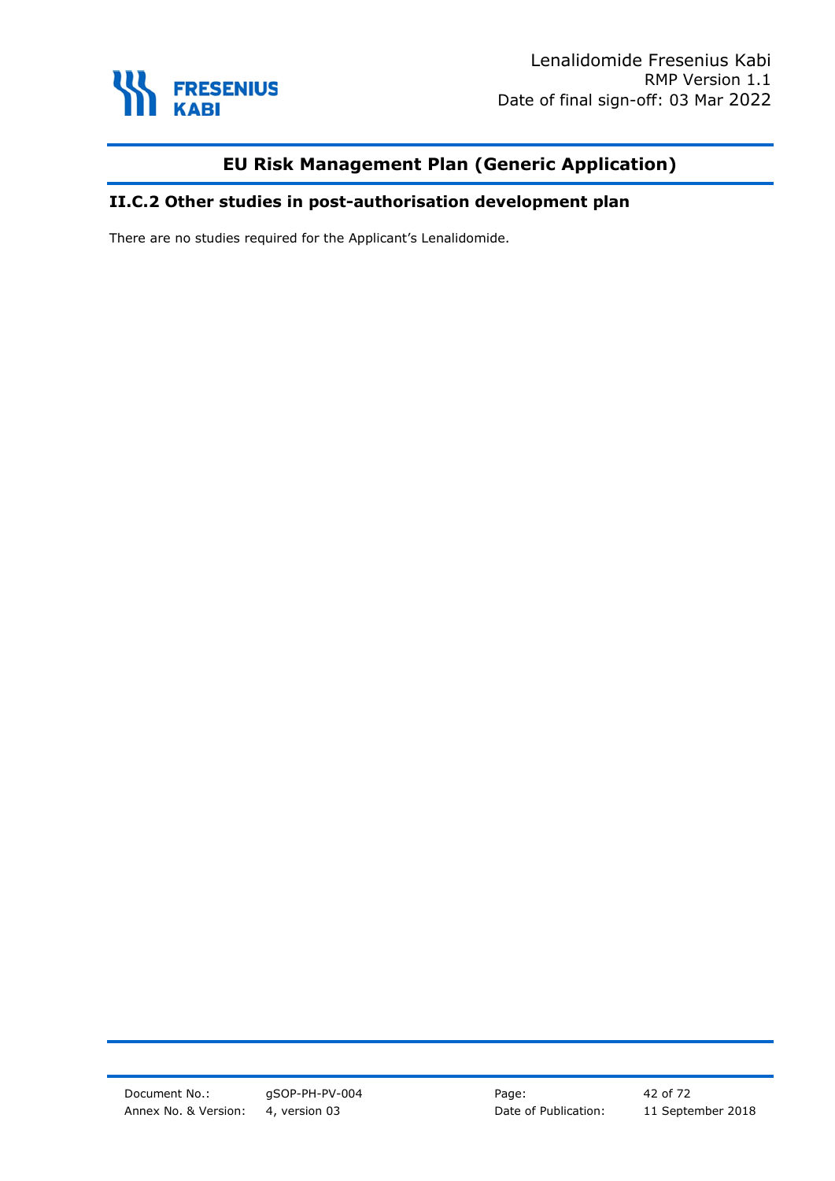## II.C.2 Other studies in post-authorisation development plan

There are no studies required for the Applicant's Lenalidomide.